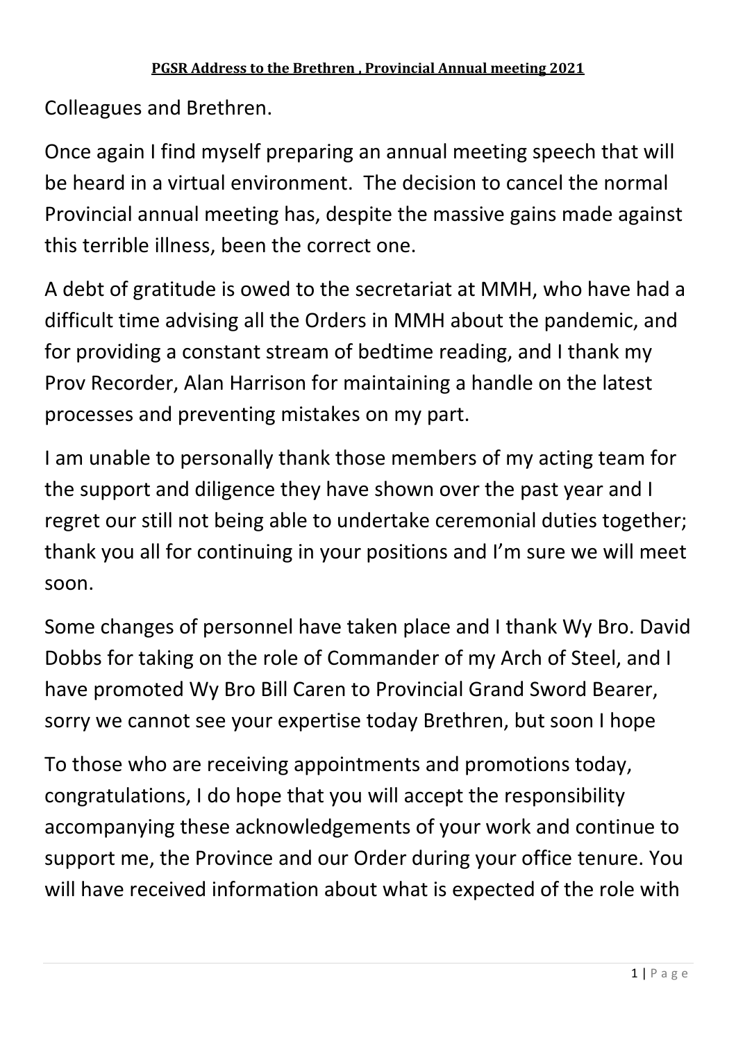**PGSR Address to the Brethren , Provincial Annual meeting 2021**

Colleagues and Brethren.

Once again I find myself preparing an annual meeting speech that will be heard in a virtual environment. The decision to cancel the normal Provincial annual meeting has, despite the massive gains made against this terrible illness, been the correct one.

A debt of gratitude is owed to the secretariat at MMH, who have had a difficult time advising all the Orders in MMH about the pandemic, and for providing a constant stream of bedtime reading, and I thank my Prov Recorder, Alan Harrison for maintaining a handle on the latest processes and preventing mistakes on my part.

I am unable to personally thank those members of my acting team for the support and diligence they have shown over the past year and I regret our still not being able to undertake ceremonial duties together; thank you all for continuing in your positions and I'm sure we will meet soon.

Some changes of personnel have taken place and I thank Wy Bro. David Dobbs for taking on the role of Commander of my Arch of Steel, and I have promoted Wy Bro Bill Caren to Provincial Grand Sword Bearer, sorry we cannot see your expertise today Brethren, but soon I hope

To those who are receiving appointments and promotions today, congratulations, I do hope that you will accept the responsibility accompanying these acknowledgements of your work and continue to support me, the Province and our Order during your office tenure. You will have received information about what is expected of the role with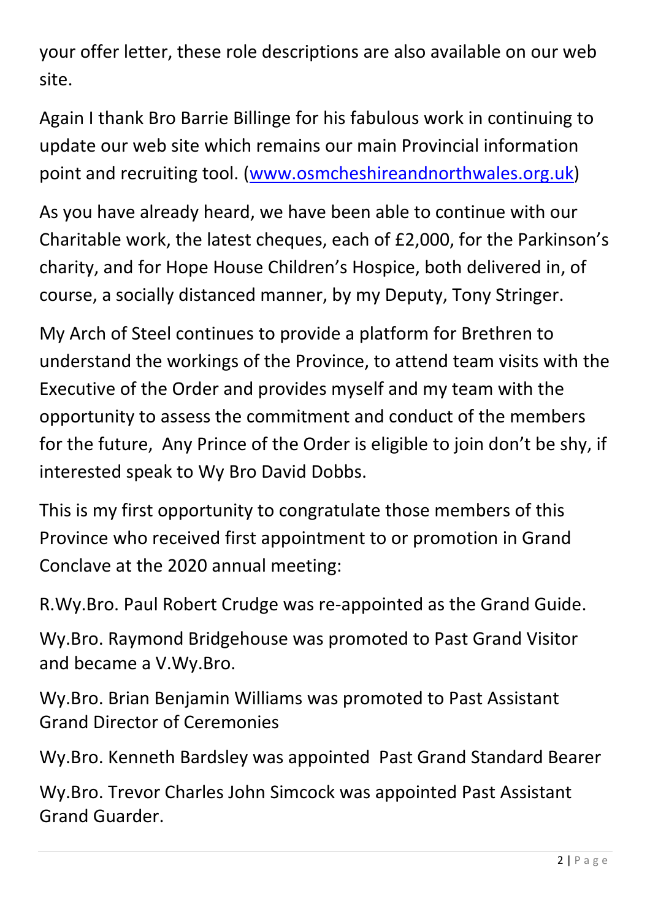your offer letter, these role descriptions are also available on our web site.

Again I thank Bro Barrie Billinge for his fabulous work in continuing to update our web site which remains our main Provincial information point and recruiting tool. ([www.osmcheshireandnorthwales.org.uk](http://www.osmcheshireandnorthwales.org.uk))

As you have already heard, we have been able to continue with our Charitable work, the latest cheques, each of £2,000, for the Parkinson's charity, and for Hope House Children's Hospice, both delivered in, of course, a socially distanced manner, by my Deputy, Tony Stringer.

My Arch of Steel continues to provide a platform for Brethren to understand the workings of the Province, to attend team visits with the Executive of the Order and provides myself and my team with the opportunity to assess the commitment and conduct of the members for the future, Any Prince of the Order is eligible to join don't be shy, if interested speak to Wy Bro David Dobbs.

This is my first opportunity to congratulate those members of this Province who received first appointment to or promotion in Grand Conclave at the 2020 annual meeting:

R.Wy.Bro. Paul Robert Crudge was re-appointed as the Grand Guide.

Wy.Bro. Raymond Bridgehouse was promoted to Past Grand Visitor and became a V.Wy.Bro.

Wy.Bro. Brian Benjamin Williams was promoted to Past Assistant Grand Director of Ceremonies

Wy.Bro. Kenneth Bardsley was appointed Past Grand Standard Bearer

Wy.Bro. Trevor Charles John Simcock was appointed Past Assistant Grand Guarder.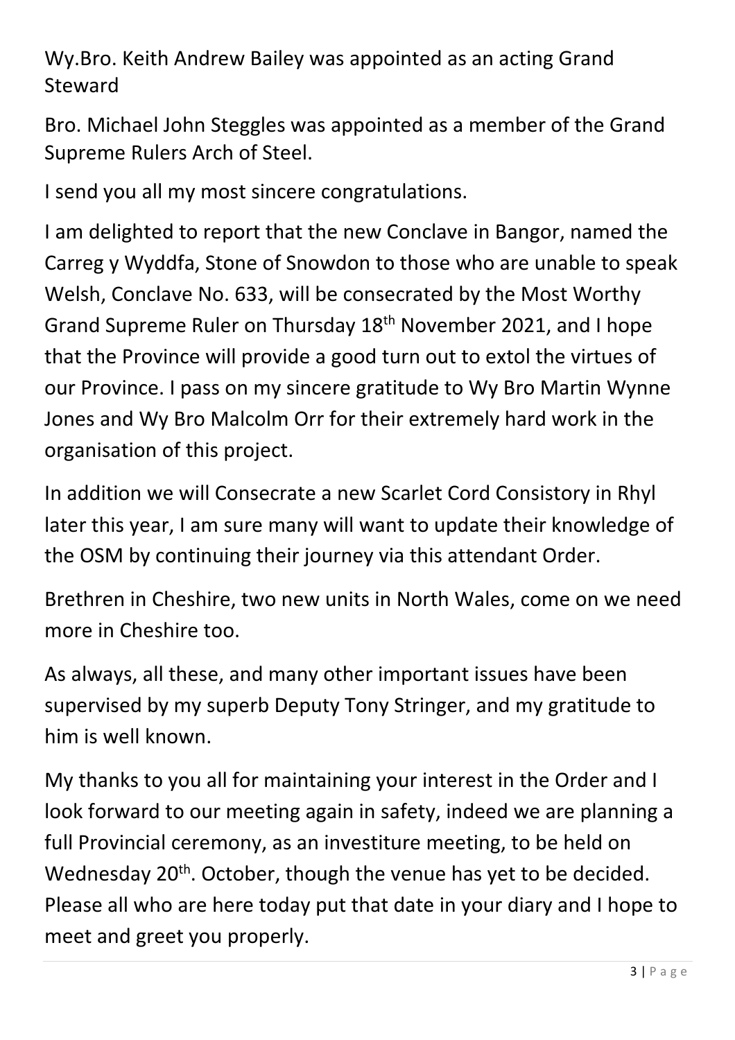Wy.Bro. Keith Andrew Bailey was appointed as an acting Grand Steward

Bro. Michael John Steggles was appointed as a member of the Grand Supreme Rulers Arch of Steel.

I send you all my most sincere congratulations.

I am delighted to report that the new Conclave in Bangor, named the Carreg y Wyddfa, Stone of Snowdon to those who are unable to speak Welsh, Conclave No. 633, will be consecrated by the Most Worthy Grand Supreme Ruler on Thursday 18th November 2021, and I hope that the Province will provide a good turn out to extol the virtues of our Province. I pass on my sincere gratitude to Wy Bro Martin Wynne Jones and Wy Bro Malcolm Orr for their extremely hard work in the organisation of this project.

In addition we will Consecrate a new Scarlet Cord Consistory in Rhyl later this year, I am sure many will want to update their knowledge of the OSM by continuing their journey via this attendant Order.

Brethren in Cheshire, two new units in North Wales, come on we need more in Cheshire too.

As always, all these, and many other important issues have been supervised by my superb Deputy Tony Stringer, and my gratitude to him is well known.

My thanks to you all for maintaining your interest in the Order and I look forward to our meeting again in safety, indeed we are planning a full Provincial ceremony, as an investiture meeting, to be held on Wednesday 20th. October, though the venue has yet to be decided. Please all who are here today put that date in your diary and I hope to meet and greet you properly.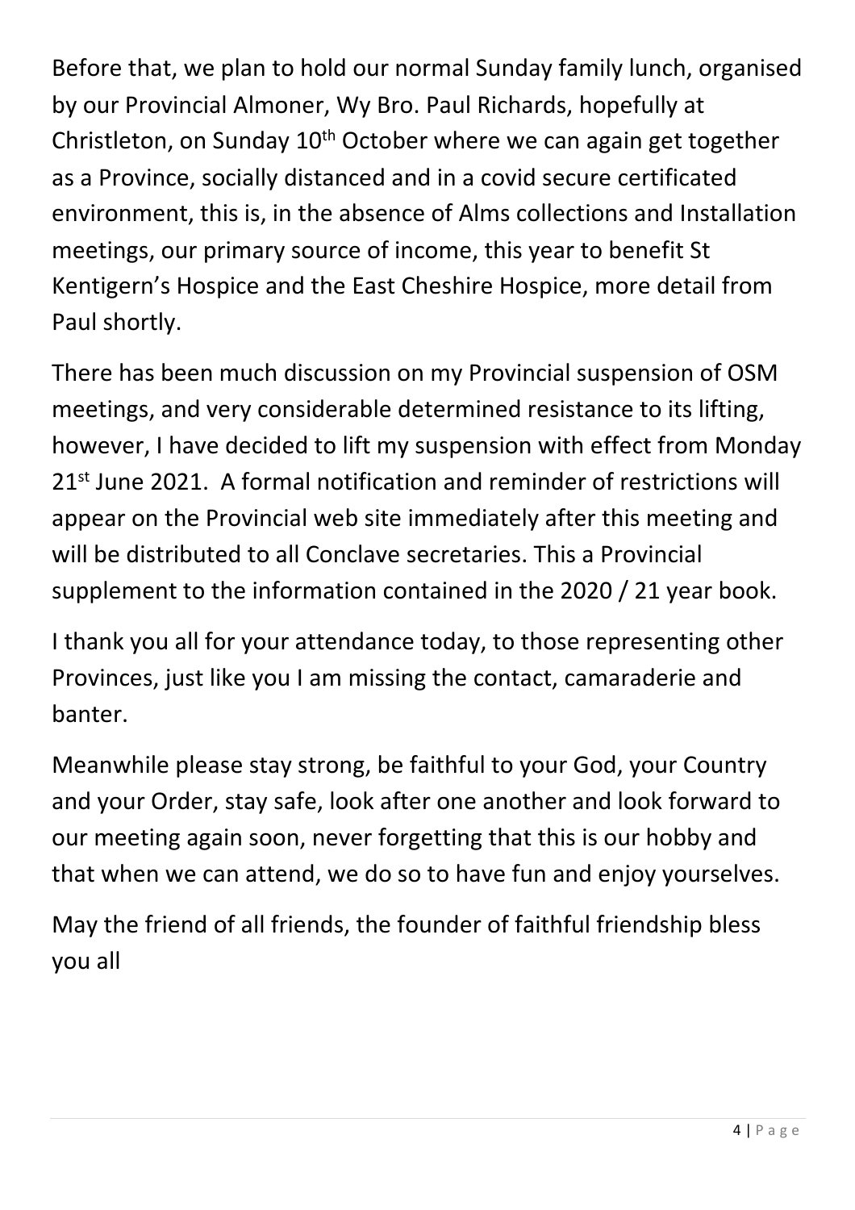Before that, we plan to hold our normal Sunday family lunch, organised by our Provincial Almoner, Wy Bro. Paul Richards, hopefully at Christleton, on Sunday 10th October where we can again get together as a Province, socially distanced and in a covid secure certificated environment, this is, in the absence of Alms collections and Installation meetings, our primary source of income, this year to benefit St Kentigern's Hospice and the East Cheshire Hospice, more detail from Paul shortly.

There has been much discussion on my Provincial suspension of OSM meetings, and very considerable determined resistance to its lifting, however, I have decided to lift my suspension with effect from Monday 21st June 2021. A formal notification and reminder of restrictions will appear on the Provincial web site immediately after this meeting and will be distributed to all Conclave secretaries. This a Provincial supplement to the information contained in the 2020 / 21 year book.

I thank you all for your attendance today, to those representing other Provinces, just like you I am missing the contact, camaraderie and banter.

Meanwhile please stay strong, be faithful to your God, your Country and your Order, stay safe, look after one another and look forward to our meeting again soon, never forgetting that this is our hobby and that when we can attend, we do so to have fun and enjoy yourselves.

May the friend of all friends, the founder of faithful friendship bless you all